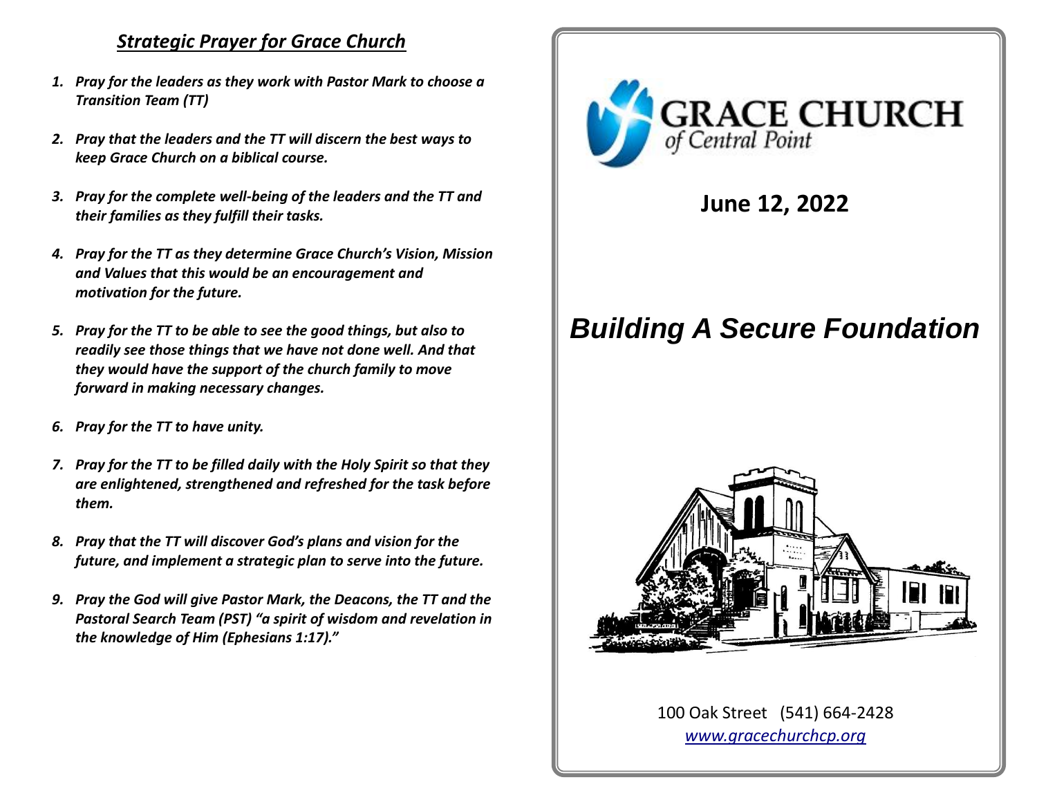## ***Strategic Prayer for Grace Church***

1. ***Pray for the leaders as they work with Pastor Mark to choose a Transition Team (TT)***
2. ***Pray that the leaders and the TT will discern the best ways to keep Grace Church on a biblical course.***
3. ***Pray for the complete well-being of the leaders and the TT and their families as they fulfill their tasks.***
4. ***Pray for the TT as they determine Grace Church's Vision, Mission and Values that this would be an encouragement and motivation for the future.***
5. ***Pray for the TT to be able to see the good things, but also to readily see those things that we have not done well. And that they would have the support of the church family to move forward in making necessary changes.***
6. ***Pray for the TT to have unity.***
7. ***Pray for the TT to be filled daily with the Holy Spirit so that they are enlightened, strengthened and refreshed for the task before them.***
8. ***Pray that the TT will discover God's plans and vision for the future, and implement a strategic plan to serve into the future.***
9. ***Pray the God will give Pastor Mark, the Deacons, the TT and the Pastoral Search Team (PST) "a spirit of wisdom and revelation in the knowledge of Him (Ephesians 1:17)."***

GRACE CHURCH
of Central Point

**June 12, 2022**

# *Building A Secure Foundation*

100 Oak Street (541) 664-2428
www.gracechurchcp.org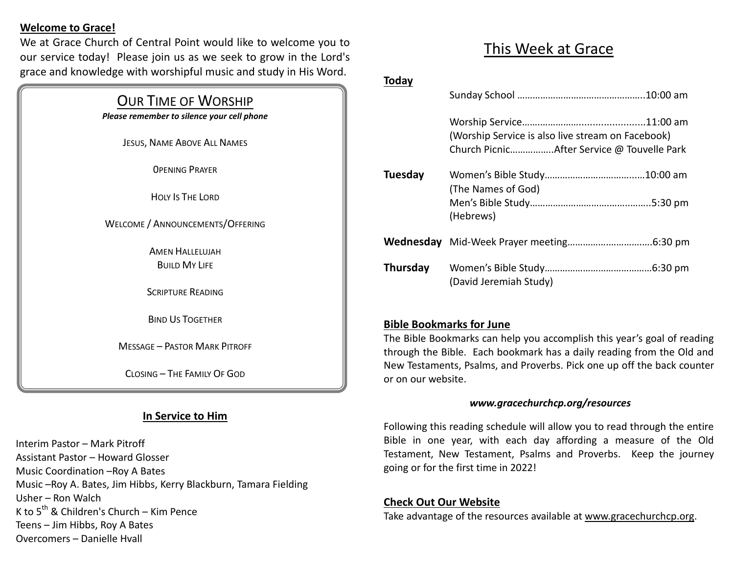**Welcome to Grace!**

We at Grace Church of Central Point would like to welcome you to our service today! Please join us as we seek to grow in the Lord's grace and knowledge with worshipful music and study in His Word.

## Our Time of Worship

***Please remember to silence your cell phone***

Jesus, Name Above All Names

Opening Prayer

Holy Is The Lord

Welcome / Announcements/Offering

Amen Hallelujah
Build My Life

Scripture Reading

Bind Us Together

Message – Pastor Mark Pitroff

Closing – The Family Of God

### In Service to Him

Interim Pastor – Mark Pitroff
Assistant Pastor – Howard Glosser
Music Coordination –Roy A Bates
Music –Roy A. Bates, Jim Hibbs, Kerry Blackburn, Tamara Fielding
Usher – Ron Walch
K to 5th & Children's Church – Kim Pence
Teens – Jim Hibbs, Roy A Bates
Overcomers – Danielle Hvall

# This Week at Grace

**Today**

Sunday School ……………………………………….10:00 am

Worship Service………………….......................11:00 am
(Worship Service is also live stream on Facebook)
Church Picnic…………….After Service @ Touvelle Park

**Tuesday**

Women's Bible Study…………………………..…10:00 am
(The Names of God)
Men's Bible Study……………………………..……..5:30 pm
(Hebrews)

**Wednesday** Mid-Week Prayer meeting…………………………..6:30 pm

**Thursday**

Women's Bible Study……………………………………6:30 pm
(David Jeremiah Study)

**Bible Bookmarks for June**

The Bible Bookmarks can help you accomplish this year's goal of reading through the Bible. Each bookmark has a daily reading from the Old and New Testaments, Psalms, and Proverbs. Pick one up off the back counter or on our website.

***www.gracechurchcp.org/resources***

Following this reading schedule will allow you to read through the entire Bible in one year, with each day affording a measure of the Old Testament, New Testament, Psalms and Proverbs. Keep the journey going or for the first time in 2022!

**Check Out Our Website**

Take advantage of the resources available at www.gracechurchcp.org.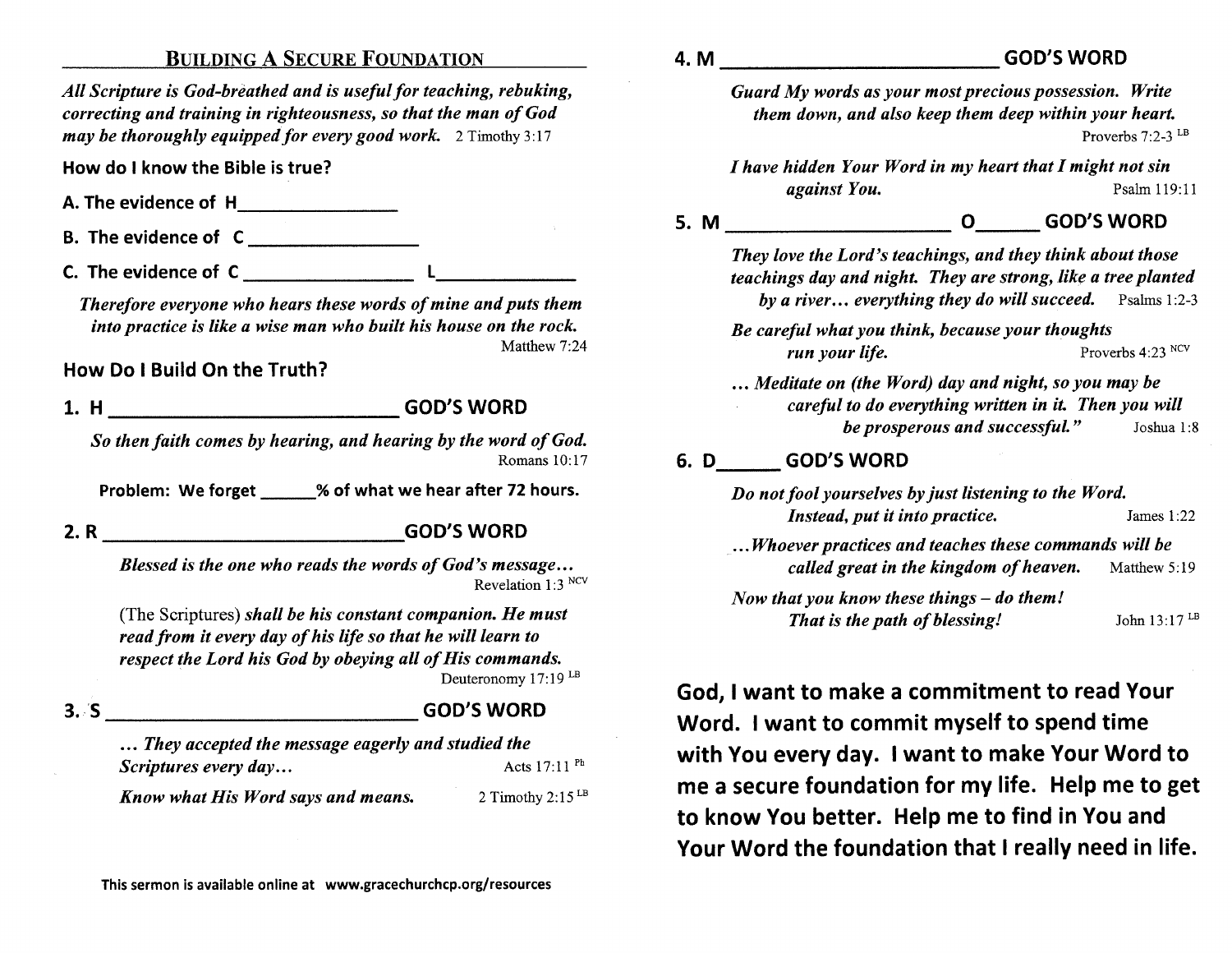## Building A Secure Foundation

*All Scripture is God-breathed and is useful for teaching, rebuking, correcting and training in righteousness, so that the man of God may be thoroughly equipped for every good work.* 2 Timothy 3:17

**How do I know the Bible is true?**

**A. The evidence of H________________**

**B. The evidence of C________________**

**C. The evidence of C________________ L______________**

*Therefore everyone who hears these words of mine and puts them into practice is like a wise man who built his house on the rock.* Matthew 7:24

### How Do I Build On the Truth?

**1. H ____________________________ GOD'S WORD**

*So then faith comes by hearing, and hearing by the word of God.* Romans 10:17

**Problem: We forget ______% of what we hear after 72 hours.**

**2. R ____________________________ GOD'S WORD**

*Blessed is the one who reads the words of God's message...* Revelation 1:3 NCV

(The Scriptures) *shall be his constant companion. He must read from it every day of his life so that he will learn to respect the Lord his God by obeying all of His commands.* Deuteronomy 17:19 LB

**3. S ____________________________ GOD'S WORD**

*... They accepted the message eagerly and studied the Scriptures every day...* Acts 17:11 Ph

*Know what His Word says and means.* 2 Timothy 2:15 LB

**4. M ____________________________ GOD'S WORD**

*Guard My words as your most precious possession. Write them down, and also keep them deep within your heart.* Proverbs 7:2-3 LB

*I have hidden Your Word in my heart that I might not sin against You.* Psalm 119:11

**5. M ____________________ O______ GOD'S WORD**

*They love the Lord's teachings, and they think about those teachings day and night. They are strong, like a tree planted by a river... everything they do will succeed.* Psalms 1:2-3

*Be careful what you think, because your thoughts run your life.* Proverbs 4:23 NCV

*... Meditate on (the Word) day and night, so you may be careful to do everything written in it. Then you will be prosperous and successful."* Joshua 1:8

**6. D______ GOD'S WORD**

*Do not fool yourselves by just listening to the Word. Instead, put it into practice.* James 1:22

*...Whoever practices and teaches these commands will be called great in the kingdom of heaven.* Matthew 5:19

*Now that you know these things – do them! That is the path of blessing!* John 13:17 LB

**God, I want to make a commitment to read Your Word. I want to commit myself to spend time with You every day. I want to make Your Word to me a secure foundation for my life. Help me to get to know You better. Help me to find in You and Your Word the foundation that I really need in life.**

This sermon is available online at www.gracechurchcp.org/resources